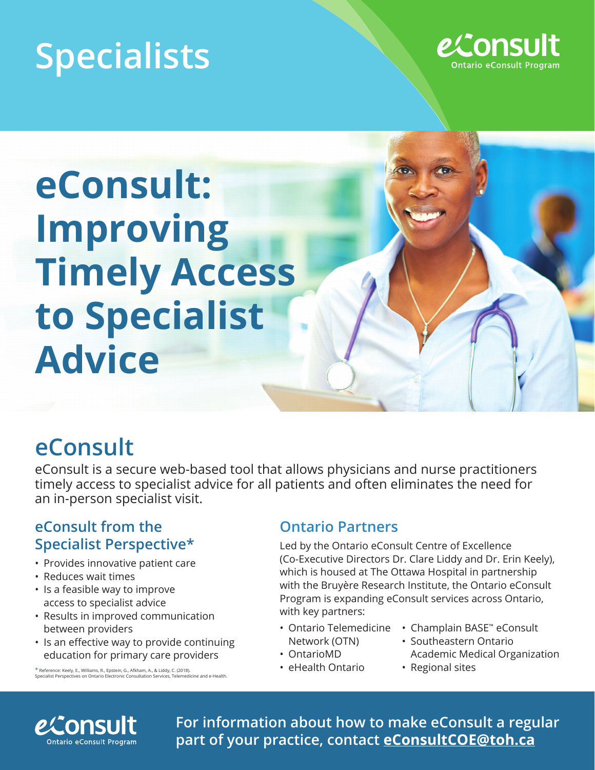# Specialists

eConsult
Ontario eConsult Program

# eConsult: Improving Timely Access to Specialist Advice

## eConsult

eConsult is a secure web-based tool that allows physicians and nurse practitioners timely access to specialist advice for all patients and often eliminates the need for an in-person specialist visit.

### eConsult from the Specialist Perspective*

- Provides innovative patient care
- Reduces wait times
- Is a feasible way to improve access to specialist advice
- Results in improved communication between providers
- Is an effective way to provide continuing education for primary care providers

* Reference: Keely, E., Williams, R., Epstein, G., Afkham, A., & Liddy, C. (2018). Specialist Perspectives on Ontario Electronic Consultation Services, Telemedicine and e-Health.

### Ontario Partners

Led by the Ontario eConsult Centre of Excellence (Co-Executive Directors Dr. Clare Liddy and Dr. Erin Keely), which is housed at The Ottawa Hospital in partnership with the Bruyère Research Institute, the Ontario eConsult Program is expanding eConsult services across Ontario, with key partners:

- Ontario Telemedicine Network (OTN)
- OntarioMD
- eHealth Ontario
- Champlain BASE™ eConsult
- Southeastern Ontario Academic Medical Organization
- Regional sites

eConsult
Ontario eConsult Program

**For information about how to make eConsult a regular part of your practice, contact eConsultCOE@toh.ca**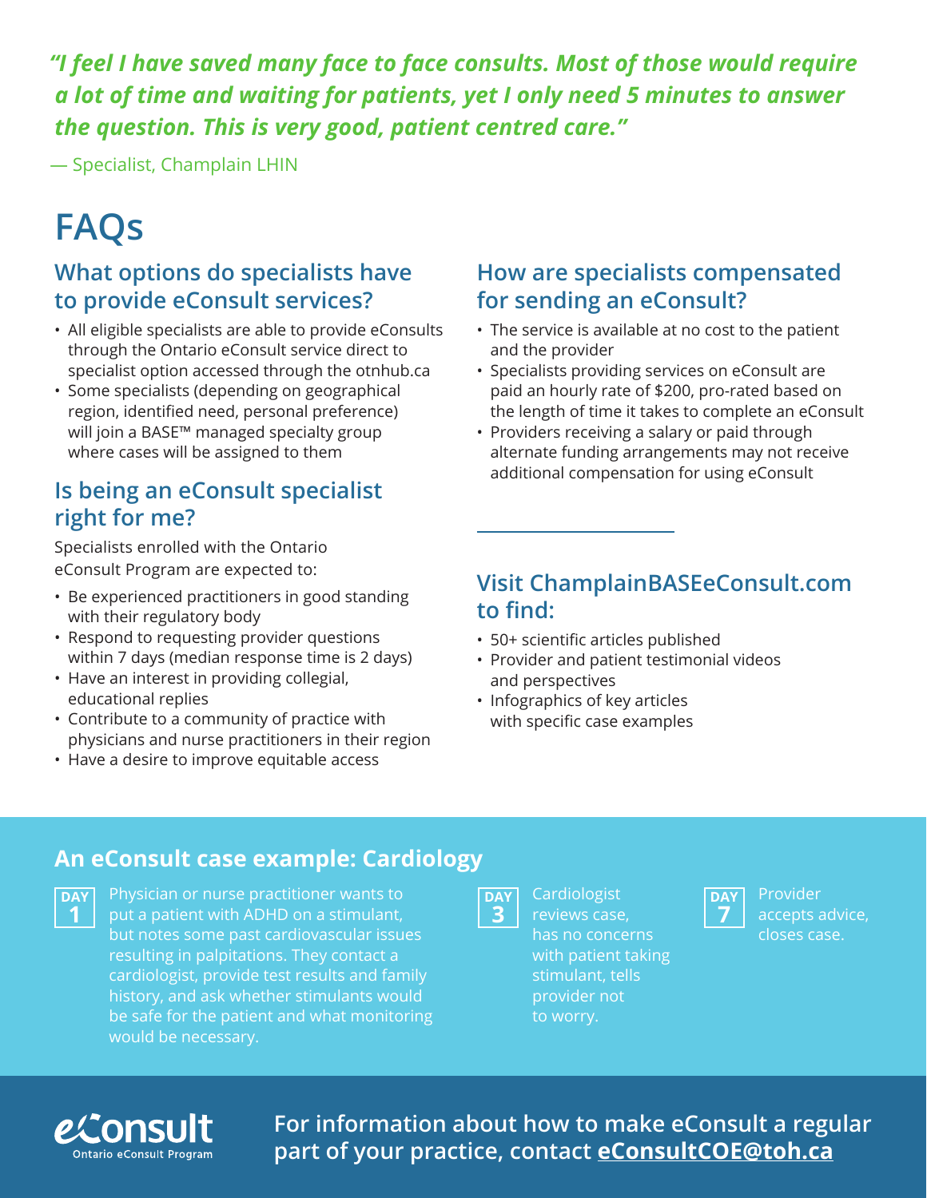*"I feel I have saved many face to face consults. Most of those would require a lot of time and waiting for patients, yet I only need 5 minutes to answer the question. This is very good, patient centred care."*

— Specialist, Champlain LHIN

# FAQs

## What options do specialists have to provide eConsult services?

- All eligible specialists are able to provide eConsults through the Ontario eConsult service direct to specialist option accessed through the otnhub.ca
- Some specialists (depending on geographical region, identified need, personal preference) will join a BASE™ managed specialty group where cases will be assigned to them

## Is being an eConsult specialist right for me?

Specialists enrolled with the Ontario eConsult Program are expected to:

- Be experienced practitioners in good standing with their regulatory body
- Respond to requesting provider questions within 7 days (median response time is 2 days)
- Have an interest in providing collegial, educational replies
- Contribute to a community of practice with physicians and nurse practitioners in their region
- Have a desire to improve equitable access

## How are specialists compensated for sending an eConsult?

- The service is available at no cost to the patient and the provider
- Specialists providing services on eConsult are paid an hourly rate of $200, pro-rated based on the length of time it takes to complete an eConsult
- Providers receiving a salary or paid through alternate funding arrangements may not receive additional compensation for using eConsult

## Visit ChamplainBASEeConsult.com to find:

- 50+ scientific articles published
- Provider and patient testimonial videos and perspectives
- Infographics of key articles with specific case examples

## An eConsult case example: Cardiology

**DAY 1** Physician or nurse practitioner wants to put a patient with ADHD on a stimulant, but notes some past cardiovascular issues resulting in palpitations. They contact a cardiologist, provide test results and family history, and ask whether stimulants would be safe for the patient and what monitoring would be necessary.

**DAY 3** Cardiologist reviews case, has no concerns with patient taking stimulant, tells provider not to worry.

**DAY 7** Provider accepts advice, closes case.

eConsult
Ontario eConsult Program

**For information about how to make eConsult a regular part of your practice, contact eConsultCOE@toh.ca**